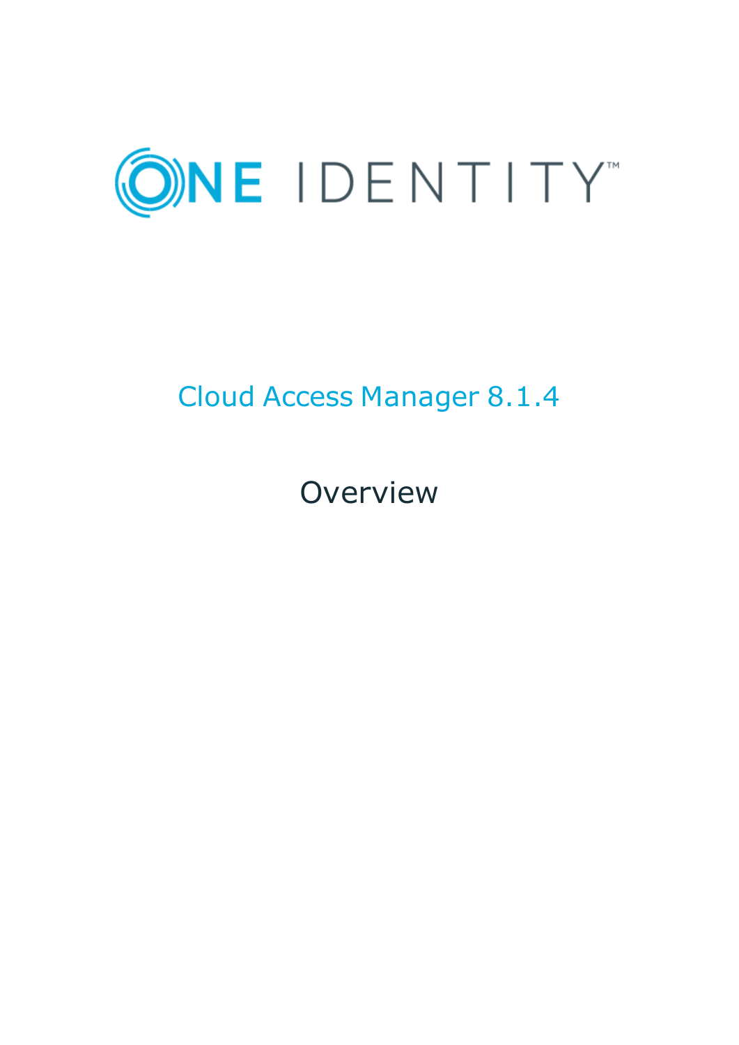ONE IDENTITY™

# Cloud Access Manager 8.1.4

## Overview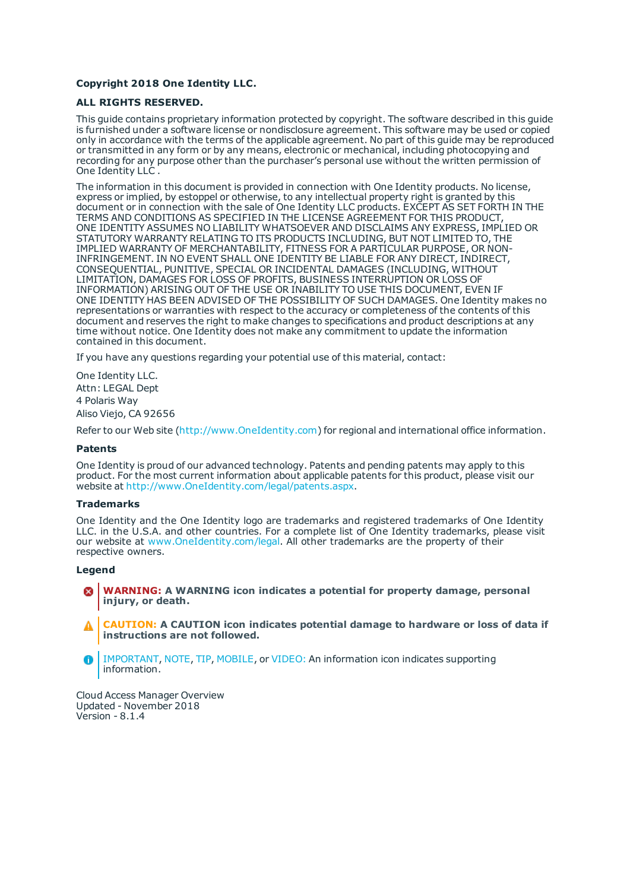**Copyright 2018 One Identity LLC.**

**ALL RIGHTS RESERVED.**

This guide contains proprietary information protected by copyright. The software described in this guide is furnished under a software license or nondisclosure agreement. This software may be used or copied only in accordance with the terms of the applicable agreement. No part of this guide may be reproduced or transmitted in any form or by any means, electronic or mechanical, including photocopying and recording for any purpose other than the purchaser's personal use without the written permission of One Identity LLC .

The information in this document is provided in connection with One Identity products. No license, express or implied, by estoppel or otherwise, to any intellectual property right is granted by this document or in connection with the sale of One Identity LLC products. EXCEPT AS SET FORTH IN THE TERMS AND CONDITIONS AS SPECIFIED IN THE LICENSE AGREEMENT FOR THIS PRODUCT, ONE IDENTITY ASSUMES NO LIABILITY WHATSOEVER AND DISCLAIMS ANY EXPRESS, IMPLIED OR STATUTORY WARRANTY RELATING TO ITS PRODUCTS INCLUDING, BUT NOT LIMITED TO, THE IMPLIED WARRANTY OF MERCHANTABILITY, FITNESS FOR A PARTICULAR PURPOSE, OR NON-INFRINGEMENT. IN NO EVENT SHALL ONE IDENTITY BE LIABLE FOR ANY DIRECT, INDIRECT, CONSEQUENTIAL, PUNITIVE, SPECIAL OR INCIDENTAL DAMAGES (INCLUDING, WITHOUT LIMITATION, DAMAGES FOR LOSS OF PROFITS, BUSINESS INTERRUPTION OR LOSS OF INFORMATION) ARISING OUT OF THE USE OR INABILITY TO USE THIS DOCUMENT, EVEN IF ONE IDENTITY HAS BEEN ADVISED OF THE POSSIBILITY OF SUCH DAMAGES. One Identity makes no representations or warranties with respect to the accuracy or completeness of the contents of this document and reserves the right to make changes to specifications and product descriptions at any time without notice. One Identity does not make any commitment to update the information contained in this document.

If you have any questions regarding your potential use of this material, contact:

One Identity LLC.
Attn: LEGAL Dept
4 Polaris Way
Aliso Viejo, CA 92656

Refer to our Web site (http://www.OneIdentity.com) for regional and international office information.

**Patents**

One Identity is proud of our advanced technology. Patents and pending patents may apply to this product. For the most current information about applicable patents for this product, please visit our website at http://www.OneIdentity.com/legal/patents.aspx.

**Trademarks**

One Identity and the One Identity logo are trademarks and registered trademarks of One Identity LLC. in the U.S.A. and other countries. For a complete list of One Identity trademarks, please visit our website at www.OneIdentity.com/legal. All other trademarks are the property of their respective owners.

**Legend**

**WARNING: A WARNING icon indicates a potential for property damage, personal injury, or death.**

**CAUTION: A CAUTION icon indicates potential damage to hardware or loss of data if instructions are not followed.**

IMPORTANT, NOTE, TIP, MOBILE, or VIDEO: An information icon indicates supporting information.

Cloud Access Manager Overview
Updated - November 2018
Version - 8.1.4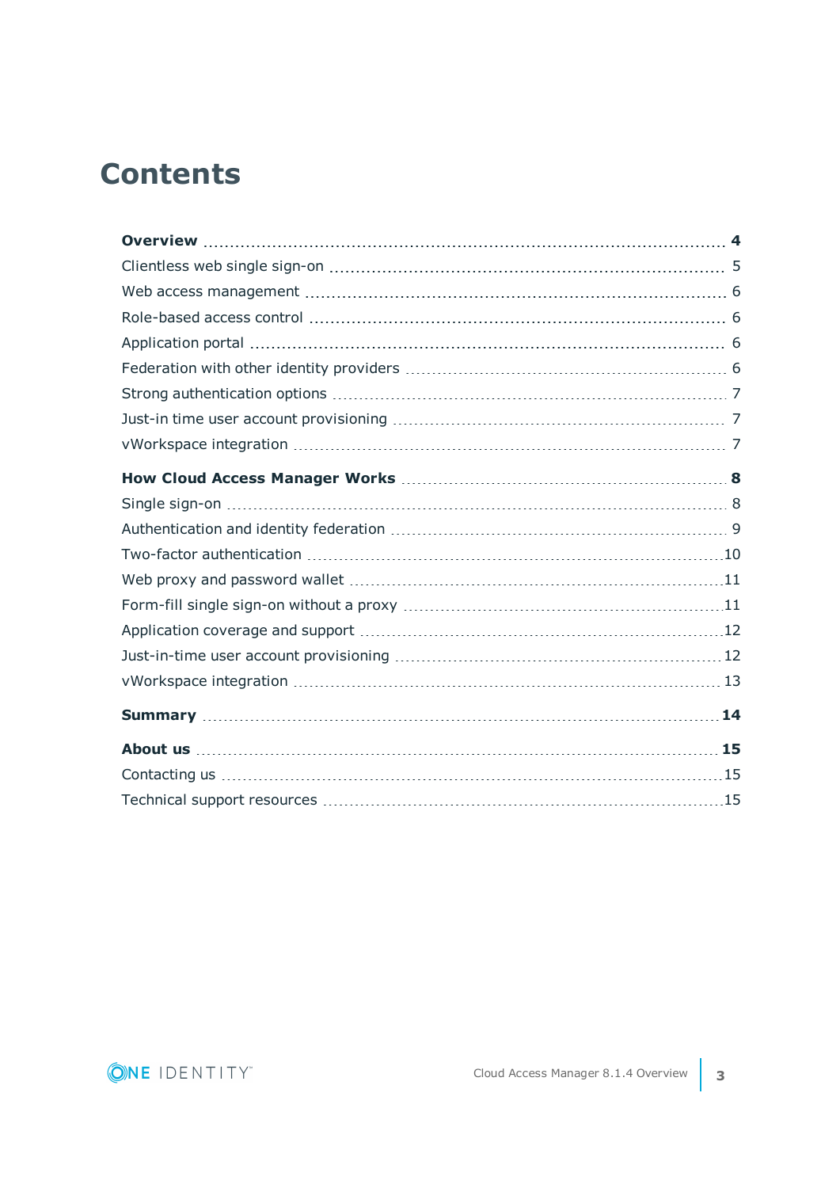# Contents

**Overview** .......... **4**

Clientless web single sign-on .......... 5

Web access management .......... 6

Role-based access control .......... 6

Application portal .......... 6

Federation with other identity providers .......... 6

Strong authentication options .......... 7

Just-in time user account provisioning .......... 7

vWorkspace integration .......... 7

**How Cloud Access Manager Works** .......... **8**

Single sign-on .......... 8

Authentication and identity federation .......... 9

Two-factor authentication .......... 10

Web proxy and password wallet .......... 11

Form-fill single sign-on without a proxy .......... 11

Application coverage and support .......... 12

Just-in-time user account provisioning .......... 12

vWorkspace integration .......... 13

**Summary** .......... **14**

**About us** .......... **15**

Contacting us .......... 15

Technical support resources .......... 15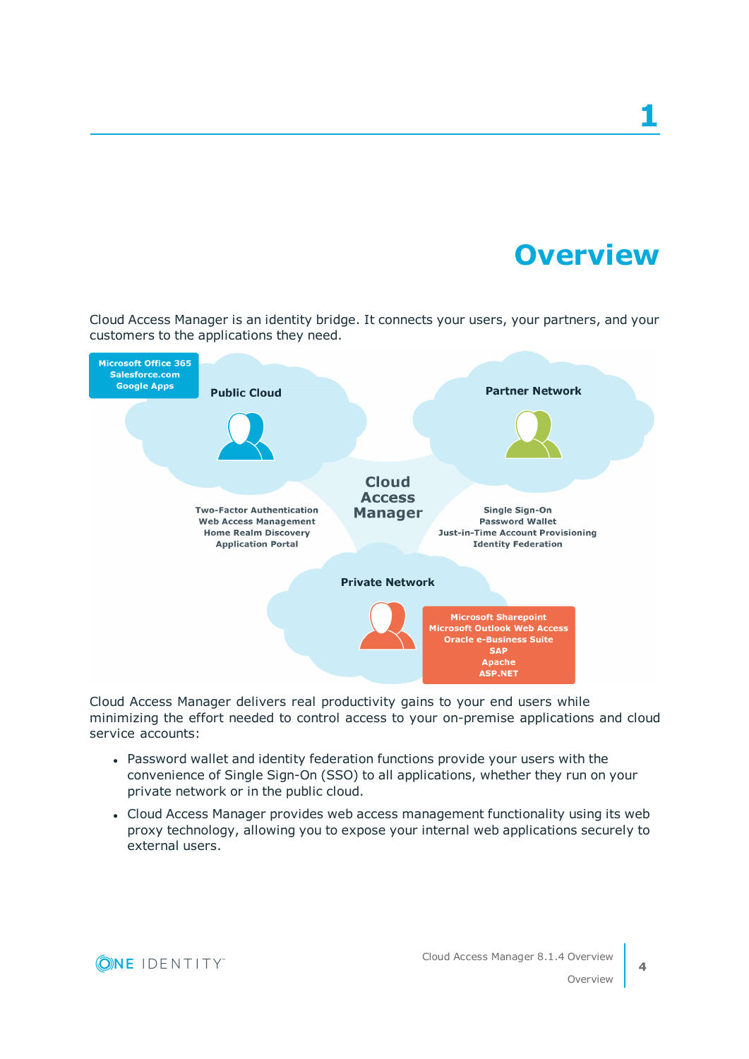# 1 Overview

Cloud Access Manager is an identity bridge. It connects your users, your partners, and your customers to the applications they need.

Microsoft Office 365
Salesforce.com
Google Apps

Public Cloud

Partner Network

Cloud Access Manager

Two-Factor Authentication
Web Access Management
Home Realm Discovery
Application Portal

Single Sign-On
Password Wallet
Just-in-Time Account Provisioning
Identity Federation

Private Network

Microsoft Sharepoint
Microsoft Outlook Web Access
Oracle e-Business Suite
SAP
Apache
ASP.NET

Cloud Access Manager delivers real productivity gains to your end users while minimizing the effort needed to control access to your on-premise applications and cloud service accounts:

- Password wallet and identity federation functions provide your users with the convenience of Single Sign-On (SSO) to all applications, whether they run on your private network or in the public cloud.
- Cloud Access Manager provides web access management functionality using its web proxy technology, allowing you to expose your internal web applications securely to external users.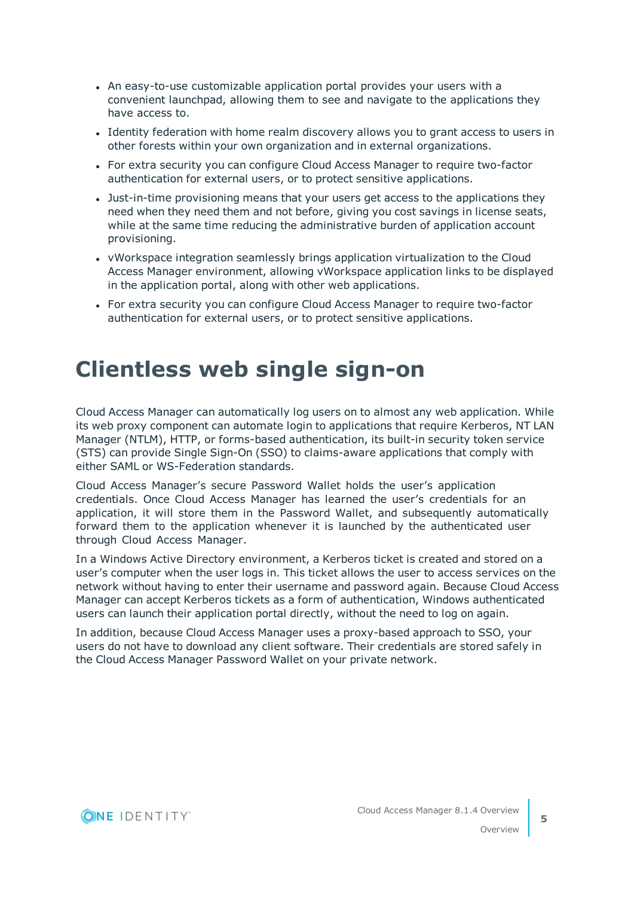- An easy-to-use customizable application portal provides your users with a convenient launchpad, allowing them to see and navigate to the applications they have access to.
- Identity federation with home realm discovery allows you to grant access to users in other forests within your own organization and in external organizations.
- For extra security you can configure Cloud Access Manager to require two-factor authentication for external users, or to protect sensitive applications.
- Just-in-time provisioning means that your users get access to the applications they need when they need them and not before, giving you cost savings in license seats, while at the same time reducing the administrative burden of application account provisioning.
- vWorkspace integration seamlessly brings application virtualization to the Cloud Access Manager environment, allowing vWorkspace application links to be displayed in the application portal, along with other web applications.
- For extra security you can configure Cloud Access Manager to require two-factor authentication for external users, or to protect sensitive applications.

# Clientless web single sign-on

Cloud Access Manager can automatically log users on to almost any web application. While its web proxy component can automate login to applications that require Kerberos, NT LAN Manager (NTLM), HTTP, or forms-based authentication, its built-in security token service (STS) can provide Single Sign-On (SSO) to claims-aware applications that comply with either SAML or WS-Federation standards.

Cloud Access Manager's secure Password Wallet holds the user's application credentials. Once Cloud Access Manager has learned the user's credentials for an application, it will store them in the Password Wallet, and subsequently automatically forward them to the application whenever it is launched by the authenticated user through Cloud Access Manager.

In a Windows Active Directory environment, a Kerberos ticket is created and stored on a user's computer when the user logs in. This ticket allows the user to access services on the network without having to enter their username and password again. Because Cloud Access Manager can accept Kerberos tickets as a form of authentication, Windows authenticated users can launch their application portal directly, without the need to log on again.

In addition, because Cloud Access Manager uses a proxy-based approach to SSO, your users do not have to download any client software. Their credentials are stored safely in the Cloud Access Manager Password Wallet on your private network.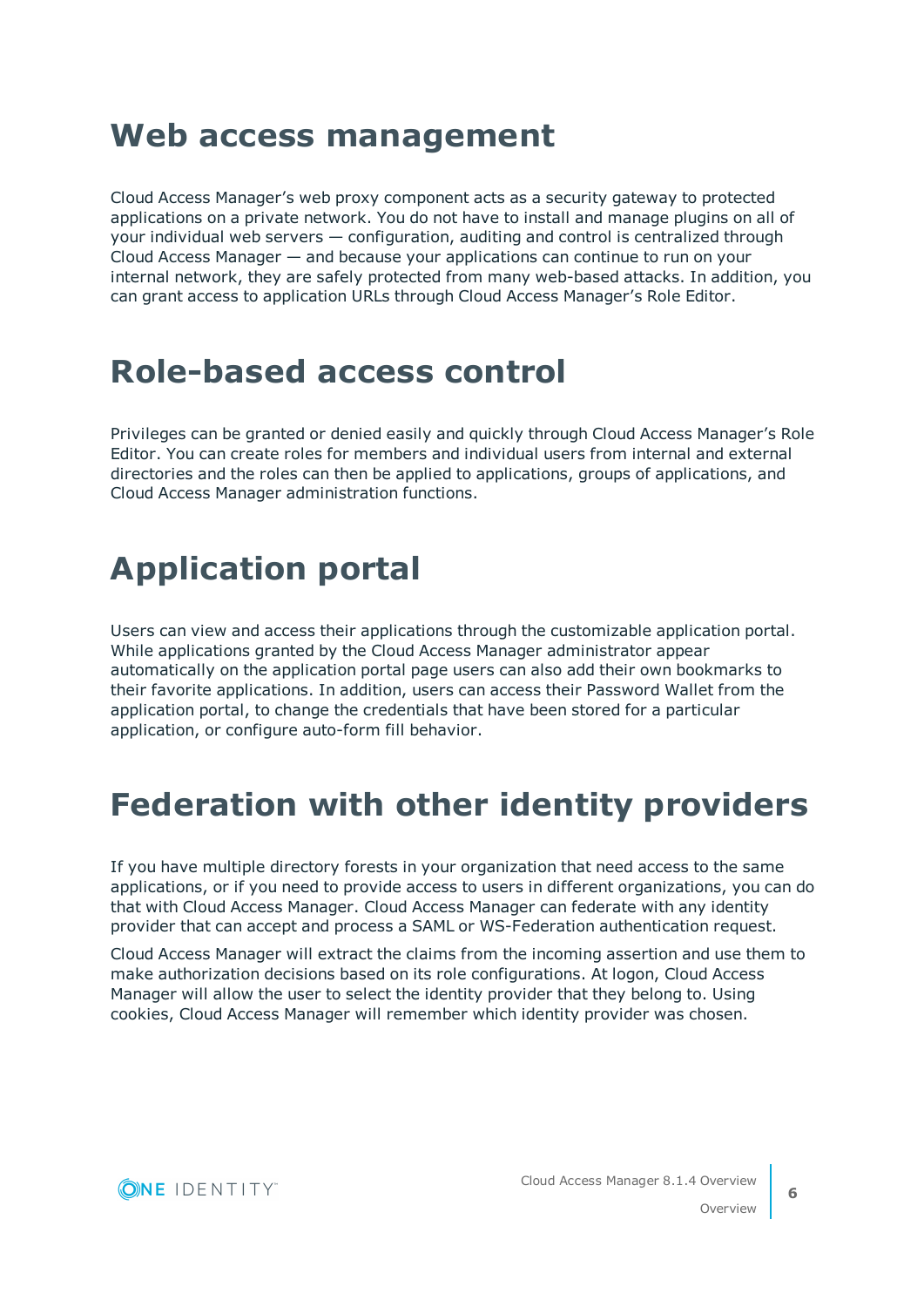# Web access management

Cloud Access Manager's web proxy component acts as a security gateway to protected applications on a private network. You do not have to install and manage plugins on all of your individual web servers — configuration, auditing and control is centralized through Cloud Access Manager — and because your applications can continue to run on your internal network, they are safely protected from many web-based attacks. In addition, you can grant access to application URLs through Cloud Access Manager's Role Editor.

# Role-based access control

Privileges can be granted or denied easily and quickly through Cloud Access Manager's Role Editor. You can create roles for members and individual users from internal and external directories and the roles can then be applied to applications, groups of applications, and Cloud Access Manager administration functions.

# Application portal

Users can view and access their applications through the customizable application portal. While applications granted by the Cloud Access Manager administrator appear automatically on the application portal page users can also add their own bookmarks to their favorite applications. In addition, users can access their Password Wallet from the application portal, to change the credentials that have been stored for a particular application, or configure auto-form fill behavior.

# Federation with other identity providers

If you have multiple directory forests in your organization that need access to the same applications, or if you need to provide access to users in different organizations, you can do that with Cloud Access Manager. Cloud Access Manager can federate with any identity provider that can accept and process a SAML or WS-Federation authentication request.

Cloud Access Manager will extract the claims from the incoming assertion and use them to make authorization decisions based on its role configurations. At logon, Cloud Access Manager will allow the user to select the identity provider that they belong to. Using cookies, Cloud Access Manager will remember which identity provider was chosen.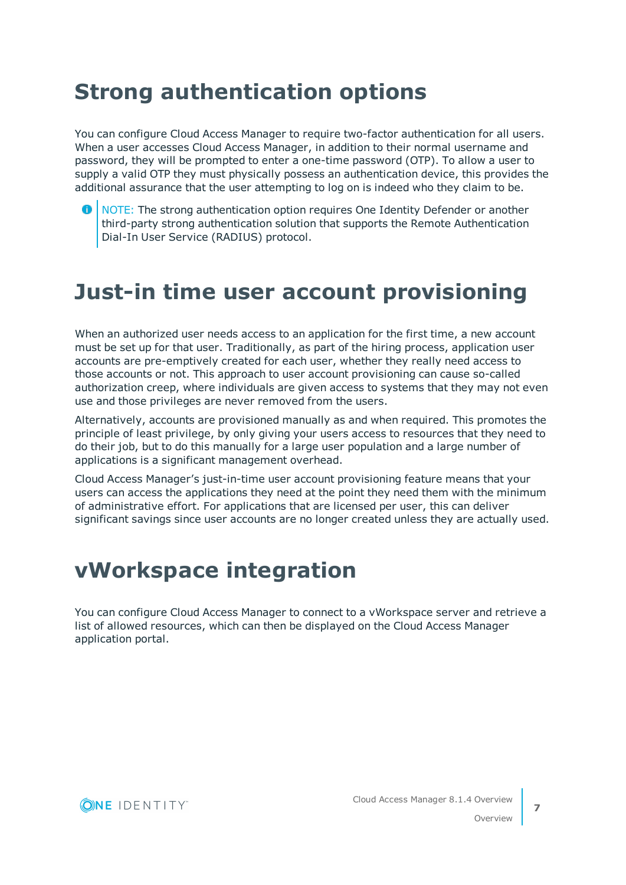# Strong authentication options

You can configure Cloud Access Manager to require two-factor authentication for all users. When a user accesses Cloud Access Manager, in addition to their normal username and password, they will be prompted to enter a one-time password (OTP). To allow a user to supply a valid OTP they must physically possess an authentication device, this provides the additional assurance that the user attempting to log on is indeed who they claim to be.

> NOTE: The strong authentication option requires One Identity Defender or another third-party strong authentication solution that supports the Remote Authentication Dial-In User Service (RADIUS) protocol.

# Just-in time user account provisioning

When an authorized user needs access to an application for the first time, a new account must be set up for that user. Traditionally, as part of the hiring process, application user accounts are pre-emptively created for each user, whether they really need access to those accounts or not. This approach to user account provisioning can cause so-called authorization creep, where individuals are given access to systems that they may not even use and those privileges are never removed from the users.

Alternatively, accounts are provisioned manually as and when required. This promotes the principle of least privilege, by only giving your users access to resources that they need to do their job, but to do this manually for a large user population and a large number of applications is a significant management overhead.

Cloud Access Manager's just-in-time user account provisioning feature means that your users can access the applications they need at the point they need them with the minimum of administrative effort. For applications that are licensed per user, this can deliver significant savings since user accounts are no longer created unless they are actually used.

# vWorkspace integration

You can configure Cloud Access Manager to connect to a vWorkspace server and retrieve a list of allowed resources, which can then be displayed on the Cloud Access Manager application portal.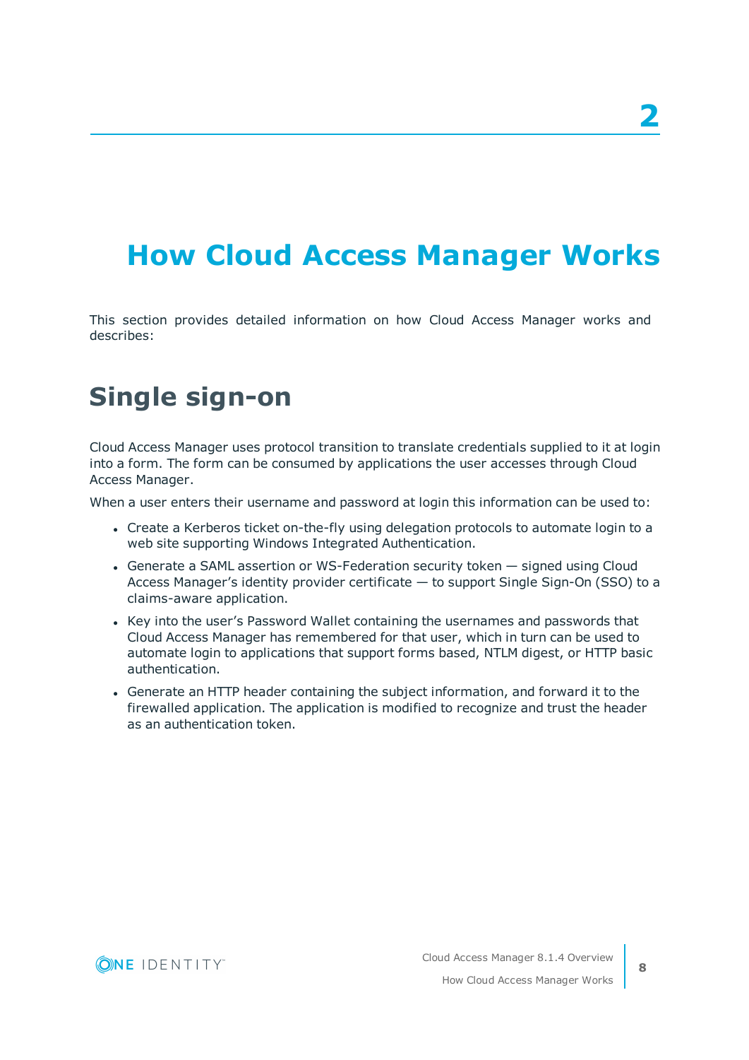# 2 How Cloud Access Manager Works

This section provides detailed information on how Cloud Access Manager works and describes:

## Single sign-on

Cloud Access Manager uses protocol transition to translate credentials supplied to it at login into a form. The form can be consumed by applications the user accesses through Cloud Access Manager.

When a user enters their username and password at login this information can be used to:

- Create a Kerberos ticket on-the-fly using delegation protocols to automate login to a web site supporting Windows Integrated Authentication.
- Generate a SAML assertion or WS-Federation security token — signed using Cloud Access Manager's identity provider certificate — to support Single Sign-On (SSO) to a claims-aware application.
- Key into the user's Password Wallet containing the usernames and passwords that Cloud Access Manager has remembered for that user, which in turn can be used to automate login to applications that support forms based, NTLM digest, or HTTP basic authentication.
- Generate an HTTP header containing the subject information, and forward it to the firewalled application. The application is modified to recognize and trust the header as an authentication token.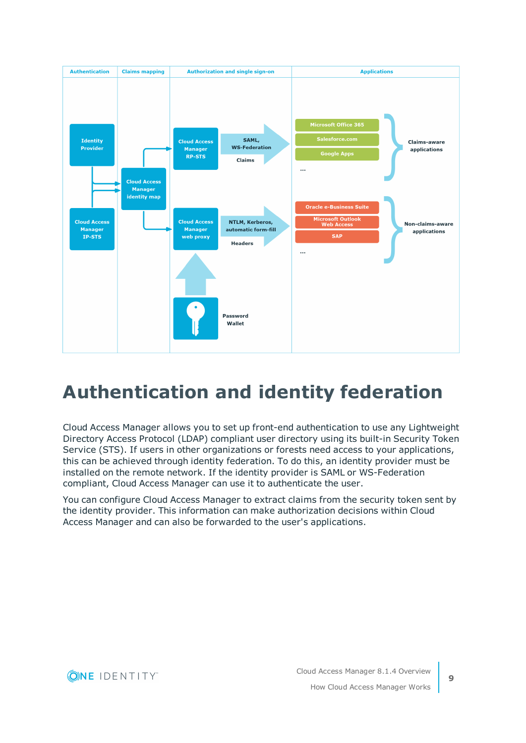# Authentication and identity federation

Cloud Access Manager allows you to set up front-end authentication to use any Lightweight Directory Access Protocol (LDAP) compliant user directory using its built-in Security Token Service (STS). If users in other organizations or forests need access to your applications, this can be achieved through identity federation. To do this, an identity provider must be installed on the remote network. If the identity provider is SAML or WS-Federation compliant, Cloud Access Manager can use it to authenticate the user.

You can configure Cloud Access Manager to extract claims from the security token sent by the identity provider. This information can make authorization decisions within Cloud Access Manager and can also be forwarded to the user's applications.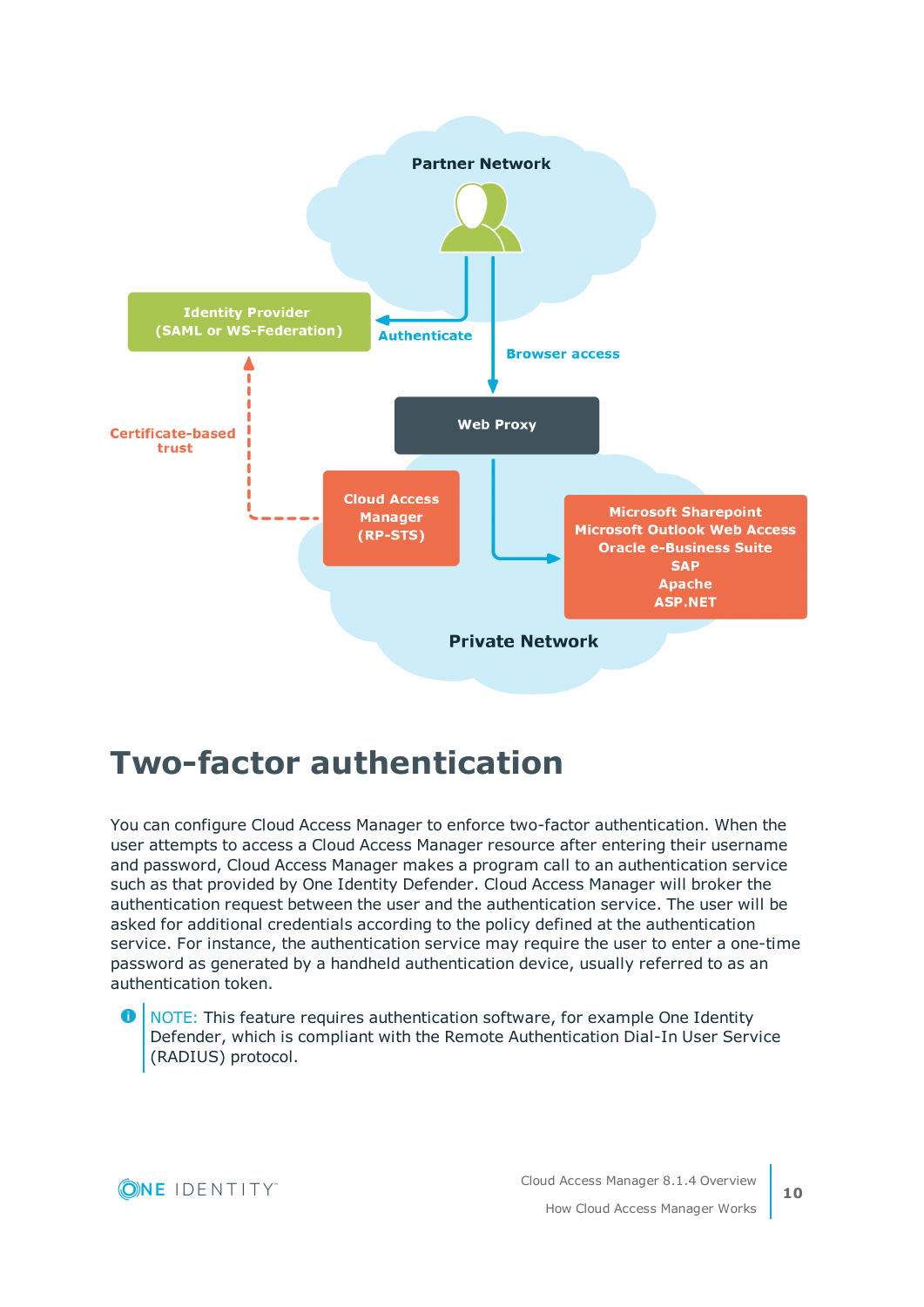Partner Network

Identity Provider
(SAML or WS-Federation)

Authenticate

Browser access

Web Proxy

Certificate-based trust

Cloud Access Manager
(RP-STS)

Microsoft Sharepoint
Microsoft Outlook Web Access
Oracle e-Business Suite
SAP
Apache
ASP.NET

Private Network

# Two-factor authentication

You can configure Cloud Access Manager to enforce two-factor authentication. When the user attempts to access a Cloud Access Manager resource after entering their username and password, Cloud Access Manager makes a program call to an authentication service such as that provided by One Identity Defender. Cloud Access Manager will broker the authentication request between the user and the authentication service. The user will be asked for additional credentials according to the policy defined at the authentication service. For instance, the authentication service may require the user to enter a one-time password as generated by a handheld authentication device, usually referred to as an authentication token.

NOTE: This feature requires authentication software, for example One Identity Defender, which is compliant with the Remote Authentication Dial-In User Service (RADIUS) protocol.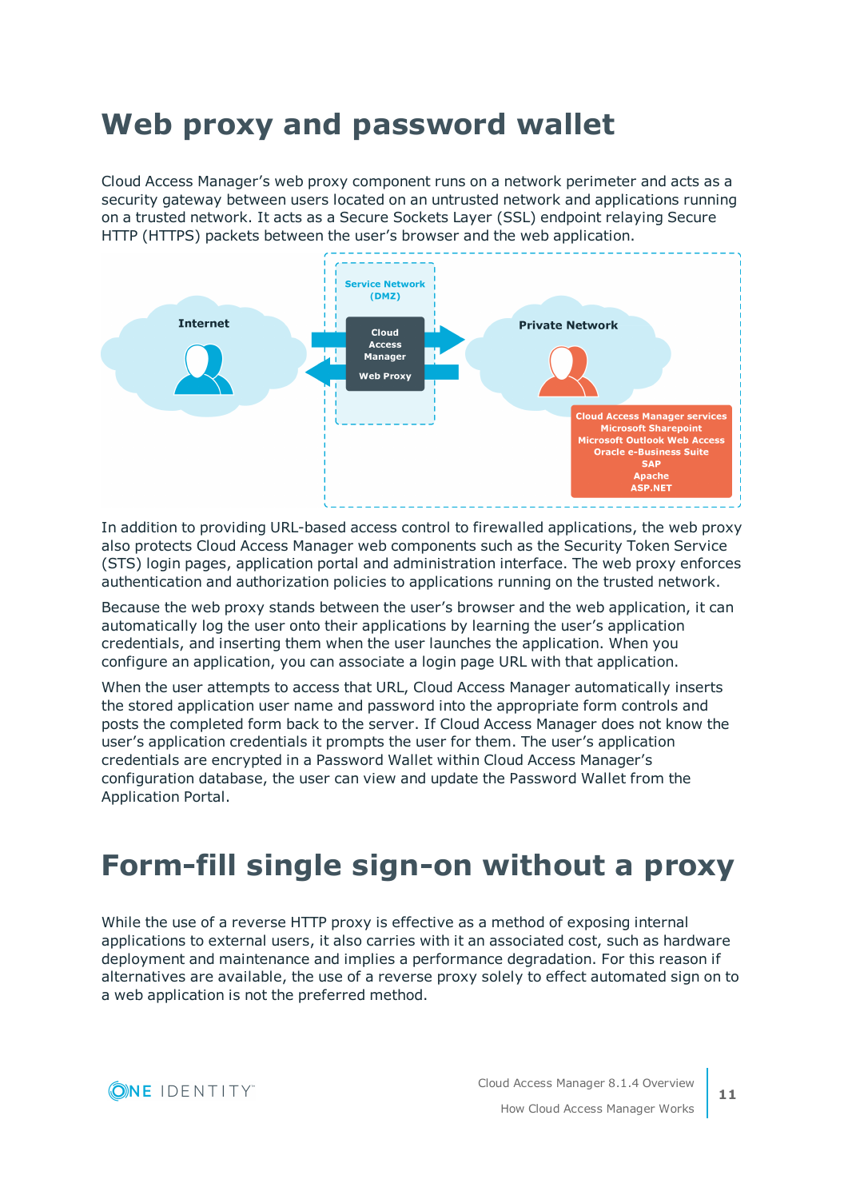# Web proxy and password wallet

Cloud Access Manager's web proxy component runs on a network perimeter and acts as a security gateway between users located on an untrusted network and applications running on a trusted network. It acts as a Secure Sockets Layer (SSL) endpoint relaying Secure HTTP (HTTPS) packets between the user's browser and the web application.

In addition to providing URL-based access control to firewalled applications, the web proxy also protects Cloud Access Manager web components such as the Security Token Service (STS) login pages, application portal and administration interface. The web proxy enforces authentication and authorization policies to applications running on the trusted network.

Because the web proxy stands between the user's browser and the web application, it can automatically log the user onto their applications by learning the user's application credentials, and inserting them when the user launches the application. When you configure an application, you can associate a login page URL with that application.

When the user attempts to access that URL, Cloud Access Manager automatically inserts the stored application user name and password into the appropriate form controls and posts the completed form back to the server. If Cloud Access Manager does not know the user's application credentials it prompts the user for them. The user's application credentials are encrypted in a Password Wallet within Cloud Access Manager's configuration database, the user can view and update the Password Wallet from the Application Portal.

# Form-fill single sign-on without a proxy

While the use of a reverse HTTP proxy is effective as a method of exposing internal applications to external users, it also carries with it an associated cost, such as hardware deployment and maintenance and implies a performance degradation. For this reason if alternatives are available, the use of a reverse proxy solely to effect automated sign on to a web application is not the preferred method.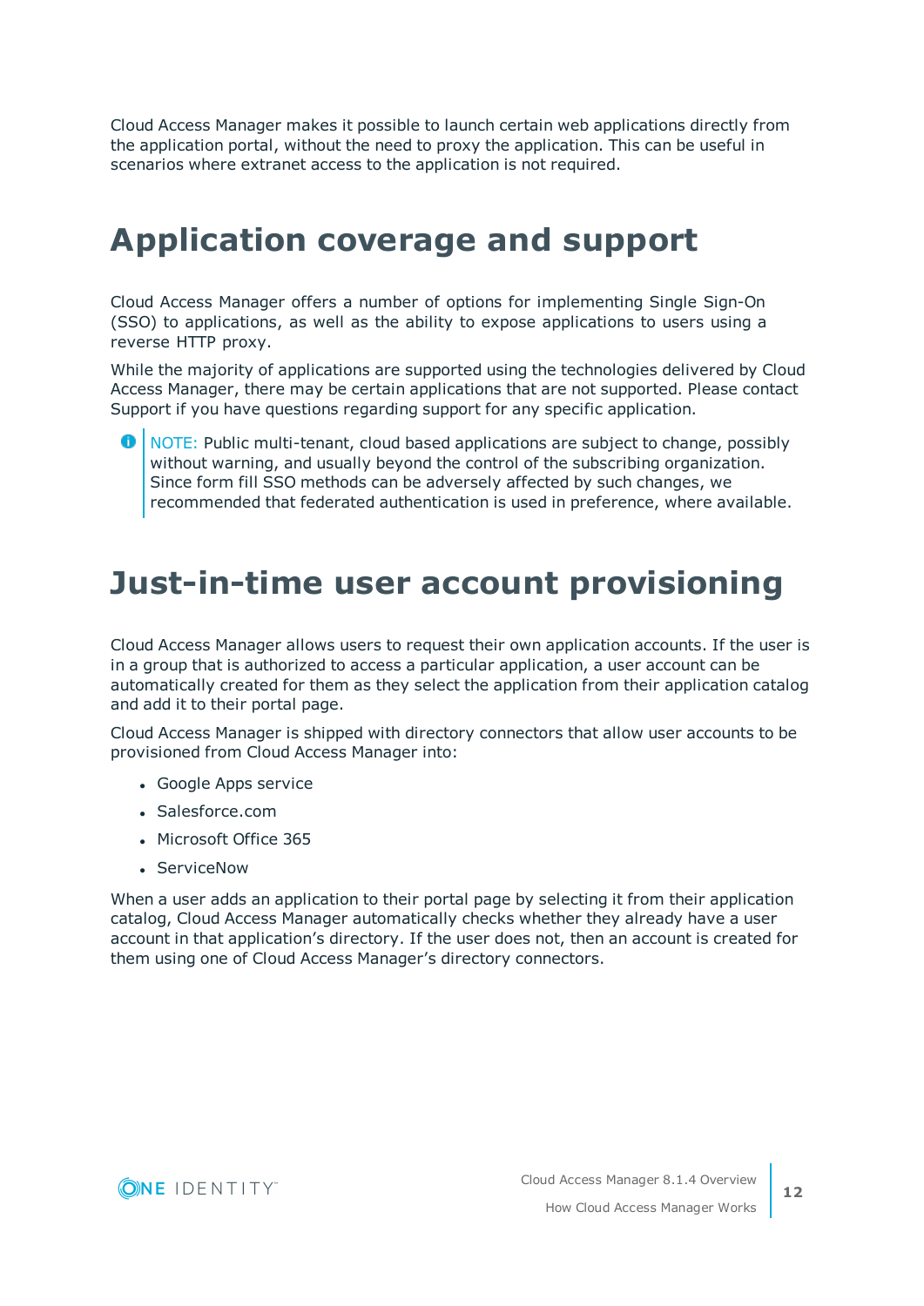Cloud Access Manager makes it possible to launch certain web applications directly from the application portal, without the need to proxy the application. This can be useful in scenarios where extranet access to the application is not required.

# Application coverage and support

Cloud Access Manager offers a number of options for implementing Single Sign-On (SSO) to applications, as well as the ability to expose applications to users using a reverse HTTP proxy.

While the majority of applications are supported using the technologies delivered by Cloud Access Manager, there may be certain applications that are not supported. Please contact Support if you have questions regarding support for any specific application.

> NOTE: Public multi-tenant, cloud based applications are subject to change, possibly without warning, and usually beyond the control of the subscribing organization. Since form fill SSO methods can be adversely affected by such changes, we recommended that federated authentication is used in preference, where available.

# Just-in-time user account provisioning

Cloud Access Manager allows users to request their own application accounts. If the user is in a group that is authorized to access a particular application, a user account can be automatically created for them as they select the application from their application catalog and add it to their portal page.

Cloud Access Manager is shipped with directory connectors that allow user accounts to be provisioned from Cloud Access Manager into:

- Google Apps service
- Salesforce.com
- Microsoft Office 365
- ServiceNow

When a user adds an application to their portal page by selecting it from their application catalog, Cloud Access Manager automatically checks whether they already have a user account in that application's directory. If the user does not, then an account is created for them using one of Cloud Access Manager's directory connectors.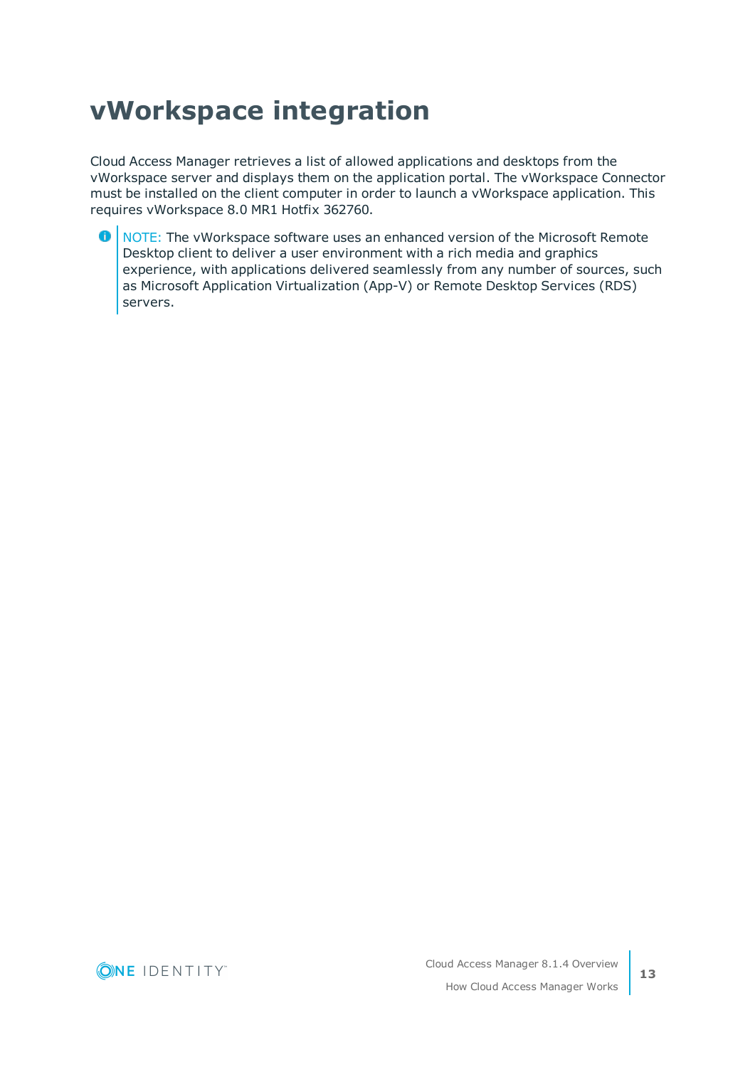# vWorkspace integration

Cloud Access Manager retrieves a list of allowed applications and desktops from the vWorkspace server and displays them on the application portal. The vWorkspace Connector must be installed on the client computer in order to launch a vWorkspace application. This requires vWorkspace 8.0 MR1 Hotfix 362760.

> NOTE: The vWorkspace software uses an enhanced version of the Microsoft Remote Desktop client to deliver a user environment with a rich media and graphics experience, with applications delivered seamlessly from any number of sources, such as Microsoft Application Virtualization (App-V) or Remote Desktop Services (RDS) servers.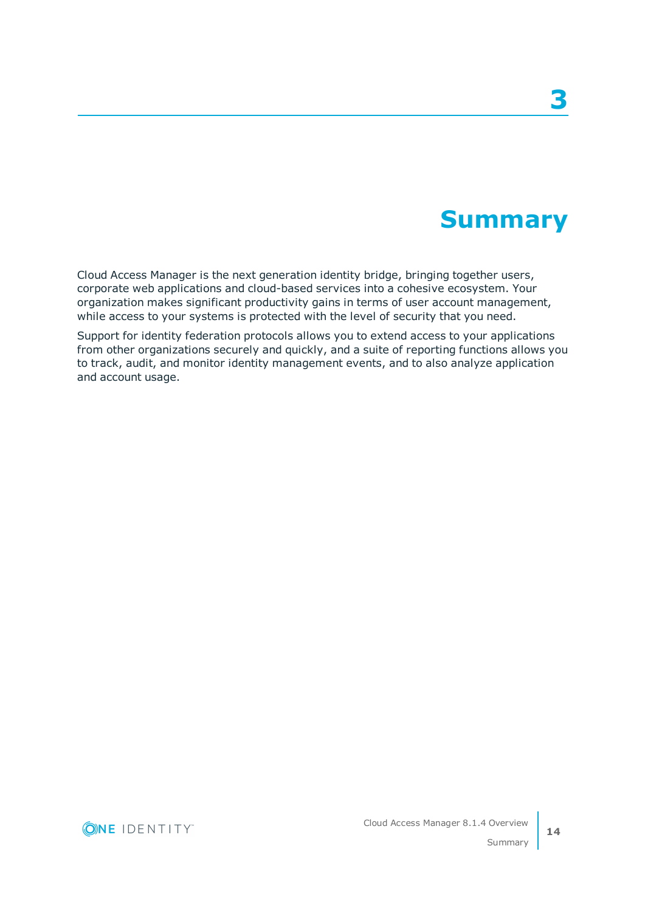# 3 Summary

Cloud Access Manager is the next generation identity bridge, bringing together users, corporate web applications and cloud-based services into a cohesive ecosystem. Your organization makes significant productivity gains in terms of user account management, while access to your systems is protected with the level of security that you need.

Support for identity federation protocols allows you to extend access to your applications from other organizations securely and quickly, and a suite of reporting functions allows you to track, audit, and monitor identity management events, and to also analyze application and account usage.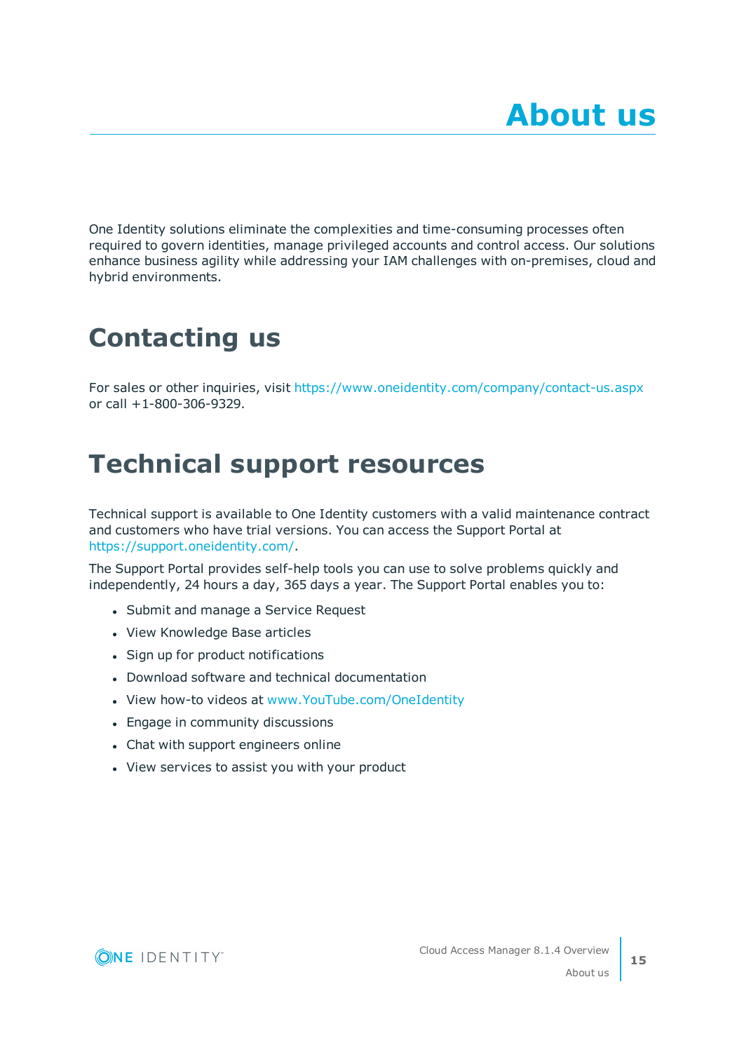# About us

One Identity solutions eliminate the complexities and time-consuming processes often required to govern identities, manage privileged accounts and control access. Our solutions enhance business agility while addressing your IAM challenges with on-premises, cloud and hybrid environments.

## Contacting us

For sales or other inquiries, visit https://www.oneidentity.com/company/contact-us.aspx or call +1-800-306-9329.

## Technical support resources

Technical support is available to One Identity customers with a valid maintenance contract and customers who have trial versions. You can access the Support Portal at https://support.oneidentity.com/.

The Support Portal provides self-help tools you can use to solve problems quickly and independently, 24 hours a day, 365 days a year. The Support Portal enables you to:

- Submit and manage a Service Request
- View Knowledge Base articles
- Sign up for product notifications
- Download software and technical documentation
- View how-to videos at www.YouTube.com/OneIdentity
- Engage in community discussions
- Chat with support engineers online
- View services to assist you with your product